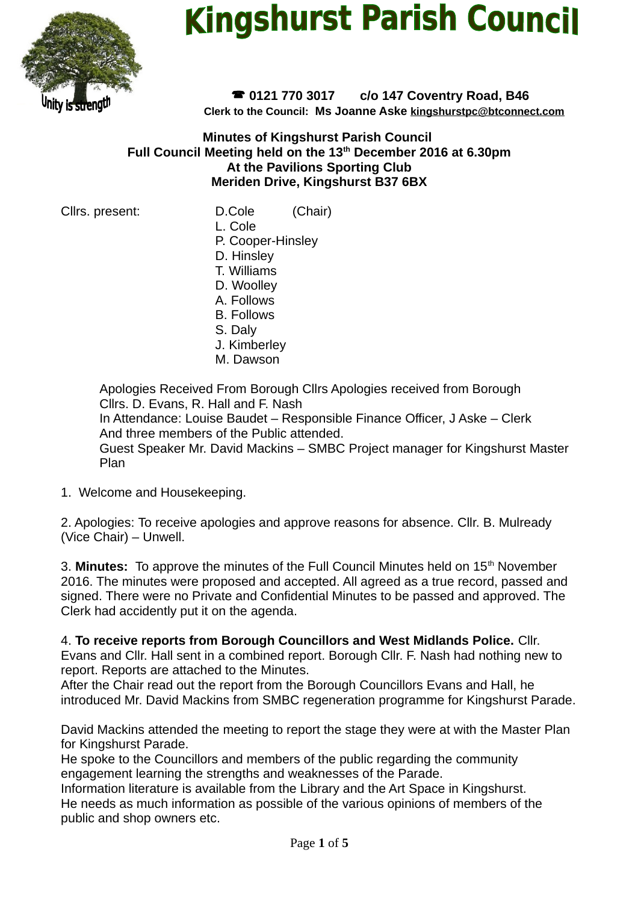# Kingshurst Parish Council

Unity is strength

☎ 0121 770 3017 c/o 147 Coventry Road, B46

Clerk to the Council: Ms Joanne Aske kingshurstpc@btconnect.com

**Minutes of Kingshurst Parish Council**
**Full Council Meeting held on the 13th December 2016 at 6.30pm**
**At the Pavilions Sporting Club**
**Meriden Drive, Kingshurst B37 6BX**

Cllrs. present: D.Cole (Chair)
L. Cole
P. Cooper-Hinsley
D. Hinsley
T. Williams
D. Woolley
A. Follows
B. Follows
S. Daly
J. Kimberley
M. Dawson

Apologies Received From Borough Cllrs Apologies received from Borough Cllrs. D. Evans, R. Hall and F. Nash
In Attendance: Louise Baudet – Responsible Finance Officer, J Aske – Clerk
And three members of the Public attended.
Guest Speaker Mr. David Mackins – SMBC Project manager for Kingshurst Master Plan

1. Welcome and Housekeeping.

2. Apologies: To receive apologies and approve reasons for absence. Cllr. B. Mulready (Vice Chair) – Unwell.

3. **Minutes:** To approve the minutes of the Full Council Minutes held on 15th November 2016. The minutes were proposed and accepted. All agreed as a true record, passed and signed. There were no Private and Confidential Minutes to be passed and approved. The Clerk had accidently put it on the agenda.

4. **To receive reports from Borough Councillors and West Midlands Police.** Cllr. Evans and Cllr. Hall sent in a combined report. Borough Cllr. F. Nash had nothing new to report. Reports are attached to the Minutes.
After the Chair read out the report from the Borough Councillors Evans and Hall, he introduced Mr. David Mackins from SMBC regeneration programme for Kingshurst Parade.

David Mackins attended the meeting to report the stage they were at with the Master Plan for Kingshurst Parade.
He spoke to the Councillors and members of the public regarding the community engagement learning the strengths and weaknesses of the Parade.
Information literature is available from the Library and the Art Space in Kingshurst.
He needs as much information as possible of the various opinions of members of the public and shop owners etc.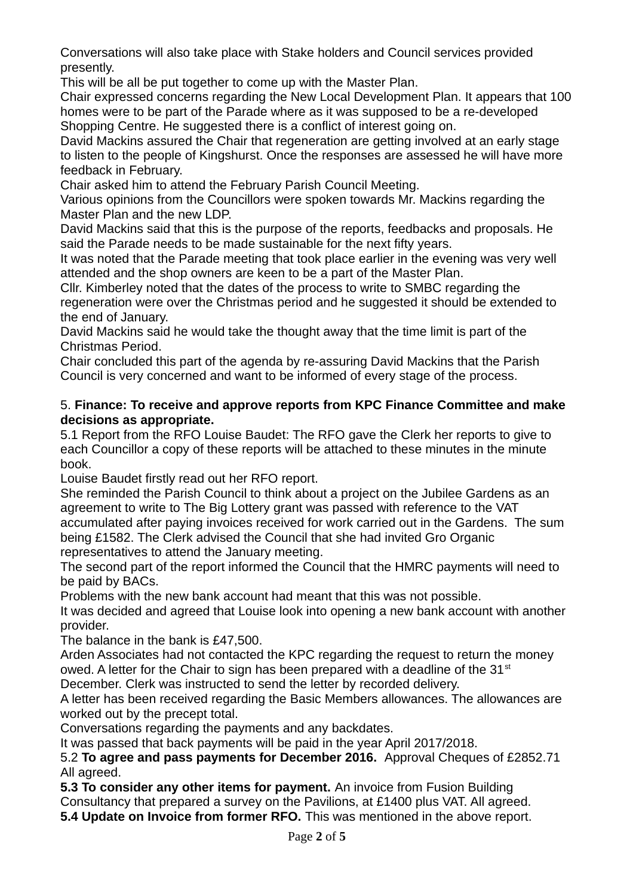Conversations will also take place with Stake holders and Council services provided presently.

This will be all be put together to come up with the Master Plan.

Chair expressed concerns regarding the New Local Development Plan. It appears that 100 homes were to be part of the Parade where as it was supposed to be a re-developed Shopping Centre. He suggested there is a conflict of interest going on.

David Mackins assured the Chair that regeneration are getting involved at an early stage to listen to the people of Kingshurst. Once the responses are assessed he will have more feedback in February.

Chair asked him to attend the February Parish Council Meeting.

Various opinions from the Councillors were spoken towards Mr. Mackins regarding the Master Plan and the new LDP.

David Mackins said that this is the purpose of the reports, feedbacks and proposals. He said the Parade needs to be made sustainable for the next fifty years.

It was noted that the Parade meeting that took place earlier in the evening was very well attended and the shop owners are keen to be a part of the Master Plan.

Cllr. Kimberley noted that the dates of the process to write to SMBC regarding the regeneration were over the Christmas period and he suggested it should be extended to the end of January.

David Mackins said he would take the thought away that the time limit is part of the Christmas Period.

Chair concluded this part of the agenda by re-assuring David Mackins that the Parish Council is very concerned and want to be informed of every stage of the process.

5. **Finance: To receive and approve reports from KPC Finance Committee and make decisions as appropriate.**

5.1 Report from the RFO Louise Baudet: The RFO gave the Clerk her reports to give to each Councillor a copy of these reports will be attached to these minutes in the minute book.

Louise Baudet firstly read out her RFO report.

She reminded the Parish Council to think about a project on the Jubilee Gardens as an agreement to write to The Big Lottery grant was passed with reference to the VAT accumulated after paying invoices received for work carried out in the Gardens. The sum being £1582. The Clerk advised the Council that she had invited Gro Organic representatives to attend the January meeting.

The second part of the report informed the Council that the HMRC payments will need to be paid by BACs.

Problems with the new bank account had meant that this was not possible.

It was decided and agreed that Louise look into opening a new bank account with another provider.

The balance in the bank is £47,500.

Arden Associates had not contacted the KPC regarding the request to return the money owed. A letter for the Chair to sign has been prepared with a deadline of the 31st December. Clerk was instructed to send the letter by recorded delivery.

A letter has been received regarding the Basic Members allowances. The allowances are worked out by the precept total.

Conversations regarding the payments and any backdates.

It was passed that back payments will be paid in the year April 2017/2018.

5.2 **To agree and pass payments for December 2016.** Approval Cheques of £2852.71 All agreed.

**5.3 To consider any other items for payment.** An invoice from Fusion Building Consultancy that prepared a survey on the Pavilions, at £1400 plus VAT. All agreed.

**5.4 Update on Invoice from former RFO.** This was mentioned in the above report.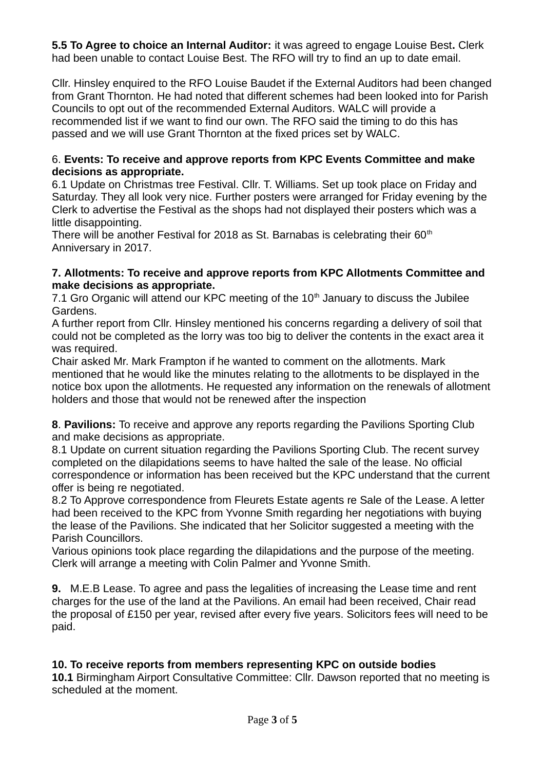**5.5 To Agree to choice an Internal Auditor:** it was agreed to engage Louise Best**.** Clerk had been unable to contact Louise Best. The RFO will try to find an up to date email.

Cllr. Hinsley enquired to the RFO Louise Baudet if the External Auditors had been changed from Grant Thornton. He had noted that different schemes had been looked into for Parish Councils to opt out of the recommended External Auditors. WALC will provide a recommended list if we want to find our own. The RFO said the timing to do this has passed and we will use Grant Thornton at the fixed prices set by WALC.

6. **Events: To receive and approve reports from KPC Events Committee and make decisions as appropriate.**

6.1 Update on Christmas tree Festival. Cllr. T. Williams. Set up took place on Friday and Saturday. They all look very nice. Further posters were arranged for Friday evening by the Clerk to advertise the Festival as the shops had not displayed their posters which was a little disappointing.

There will be another Festival for 2018 as St. Barnabas is celebrating their 60th Anniversary in 2017.

**7. Allotments: To receive and approve reports from KPC Allotments Committee and make decisions as appropriate.**

7.1 Gro Organic will attend our KPC meeting of the 10th January to discuss the Jubilee Gardens.

A further report from Cllr. Hinsley mentioned his concerns regarding a delivery of soil that could not be completed as the lorry was too big to deliver the contents in the exact area it was required.

Chair asked Mr. Mark Frampton if he wanted to comment on the allotments. Mark mentioned that he would like the minutes relating to the allotments to be displayed in the notice box upon the allotments. He requested any information on the renewals of allotment holders and those that would not be renewed after the inspection

**8**. **Pavilions:** To receive and approve any reports regarding the Pavilions Sporting Club and make decisions as appropriate.

8.1 Update on current situation regarding the Pavilions Sporting Club. The recent survey completed on the dilapidations seems to have halted the sale of the lease. No official correspondence or information has been received but the KPC understand that the current offer is being re negotiated.

8.2 To Approve correspondence from Fleurets Estate agents re Sale of the Lease. A letter had been received to the KPC from Yvonne Smith regarding her negotiations with buying the lease of the Pavilions. She indicated that her Solicitor suggested a meeting with the Parish Councillors.

Various opinions took place regarding the dilapidations and the purpose of the meeting. Clerk will arrange a meeting with Colin Palmer and Yvonne Smith.

**9.** M.E.B Lease. To agree and pass the legalities of increasing the Lease time and rent charges for the use of the land at the Pavilions. An email had been received, Chair read the proposal of £150 per year, revised after every five years. Solicitors fees will need to be paid.

**10. To receive reports from members representing KPC on outside bodies**

**10.1** Birmingham Airport Consultative Committee: Cllr. Dawson reported that no meeting is scheduled at the moment.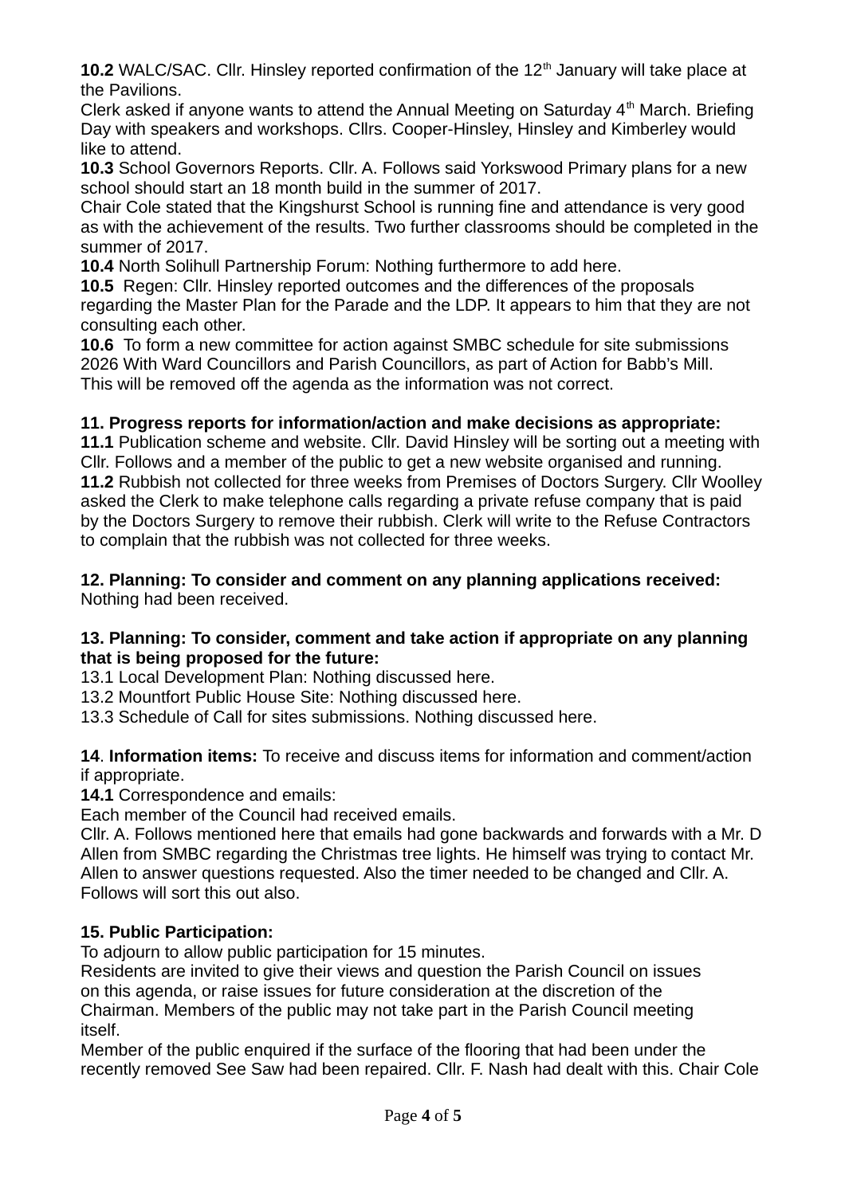**10.2** WALC/SAC. Cllr. Hinsley reported confirmation of the 12th January will take place at the Pavilions.
Clerk asked if anyone wants to attend the Annual Meeting on Saturday 4th March. Briefing Day with speakers and workshops. Cllrs. Cooper-Hinsley, Hinsley and Kimberley would like to attend.
**10.3** School Governors Reports. Cllr. A. Follows said Yorkswood Primary plans for a new school should start an 18 month build in the summer of 2017.
Chair Cole stated that the Kingshurst School is running fine and attendance is very good as with the achievement of the results. Two further classrooms should be completed in the summer of 2017.
**10.4** North Solihull Partnership Forum: Nothing furthermore to add here.
**10.5** Regen: Cllr. Hinsley reported outcomes and the differences of the proposals regarding the Master Plan for the Parade and the LDP. It appears to him that they are not consulting each other.
**10.6** To form a new committee for action against SMBC schedule for site submissions 2026 With Ward Councillors and Parish Councillors, as part of Action for Babb's Mill. This will be removed off the agenda as the information was not correct.

**11. Progress reports for information/action and make decisions as appropriate:**
**11.1** Publication scheme and website. Cllr. David Hinsley will be sorting out a meeting with Cllr. Follows and a member of the public to get a new website organised and running.
**11.2** Rubbish not collected for three weeks from Premises of Doctors Surgery. Cllr Woolley asked the Clerk to make telephone calls regarding a private refuse company that is paid by the Doctors Surgery to remove their rubbish. Clerk will write to the Refuse Contractors to complain that the rubbish was not collected for three weeks.

**12. Planning: To consider and comment on any planning applications received:**
Nothing had been received.

**13. Planning: To consider, comment and take action if appropriate on any planning that is being proposed for the future:**
13.1 Local Development Plan: Nothing discussed here.
13.2 Mountfort Public House Site: Nothing discussed here.
13.3 Schedule of Call for sites submissions. Nothing discussed here.

**14**. **Information items:** To receive and discuss items for information and comment/action if appropriate.
**14.1** Correspondence and emails:
Each member of the Council had received emails.
Cllr. A. Follows mentioned here that emails had gone backwards and forwards with a Mr. D Allen from SMBC regarding the Christmas tree lights. He himself was trying to contact Mr. Allen to answer questions requested. Also the timer needed to be changed and Cllr. A. Follows will sort this out also.

**15. Public Participation:**
To adjourn to allow public participation for 15 minutes.
Residents are invited to give their views and question the Parish Council on issues on this agenda, or raise issues for future consideration at the discretion of the Chairman. Members of the public may not take part in the Parish Council meeting itself.
Member of the public enquired if the surface of the flooring that had been under the recently removed See Saw had been repaired. Cllr. F. Nash had dealt with this. Chair Cole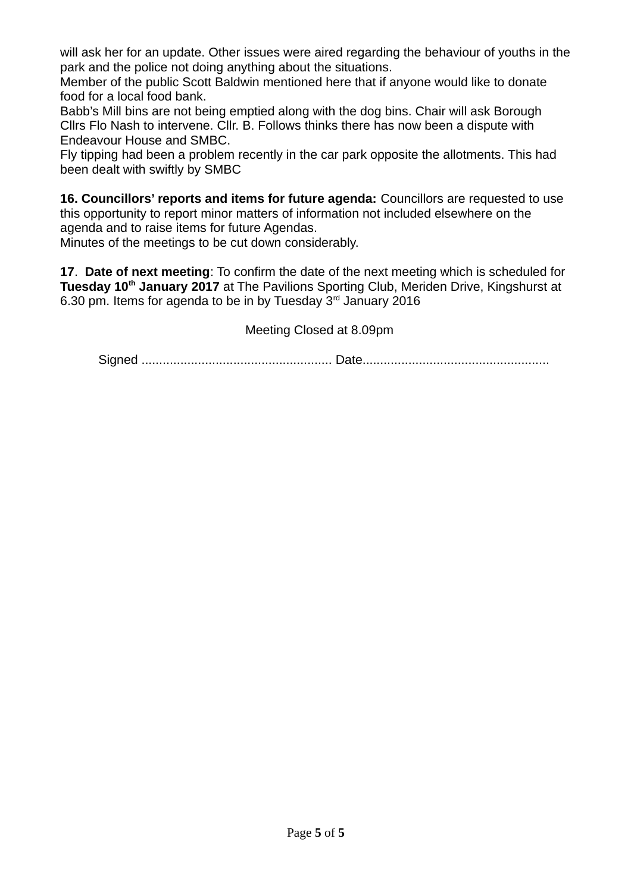will ask her for an update. Other issues were aired regarding the behaviour of youths in the park and the police not doing anything about the situations.
Member of the public Scott Baldwin mentioned here that if anyone would like to donate food for a local food bank.
Babb's Mill bins are not being emptied along with the dog bins. Chair will ask Borough Cllrs Flo Nash to intervene. Cllr. B. Follows thinks there has now been a dispute with Endeavour House and SMBC.
Fly tipping had been a problem recently in the car park opposite the allotments. This had been dealt with swiftly by SMBC

**16. Councillors' reports and items for future agenda:** Councillors are requested to use this opportunity to report minor matters of information not included elsewhere on the agenda and to raise items for future Agendas.
Minutes of the meetings to be cut down considerably.

**17**. **Date of next meeting**: To confirm the date of the next meeting which is scheduled for **Tuesday 10th January 2017** at The Pavilions Sporting Club, Meriden Drive, Kingshurst at 6.30 pm. Items for agenda to be in by Tuesday 3rd January 2016

Meeting Closed at 8.09pm

Signed ..................................................... Date....................................................